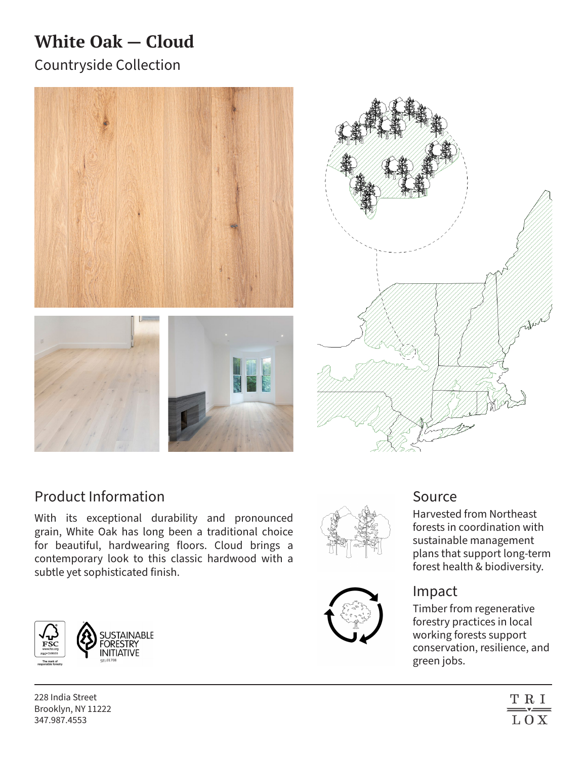# White Oak — Cloud

Countryside Collection

## Product Information

With its exceptional durability and pronounced grain, White Oak has long been a traditional choice for beautiful, hardwearing floors. Cloud brings a contemporary look to this classic hardwood with a subtle yet sophisticated finish.

## Source

Harvested from Northeast forests in coordination with sustainable management plans that support long-term forest health & biodiversity.

## Impact

Timber from regenerative forestry practices in local working forests support conservation, resilience, and green jobs.

228 India Street
Brooklyn, NY 11222
347.987.4553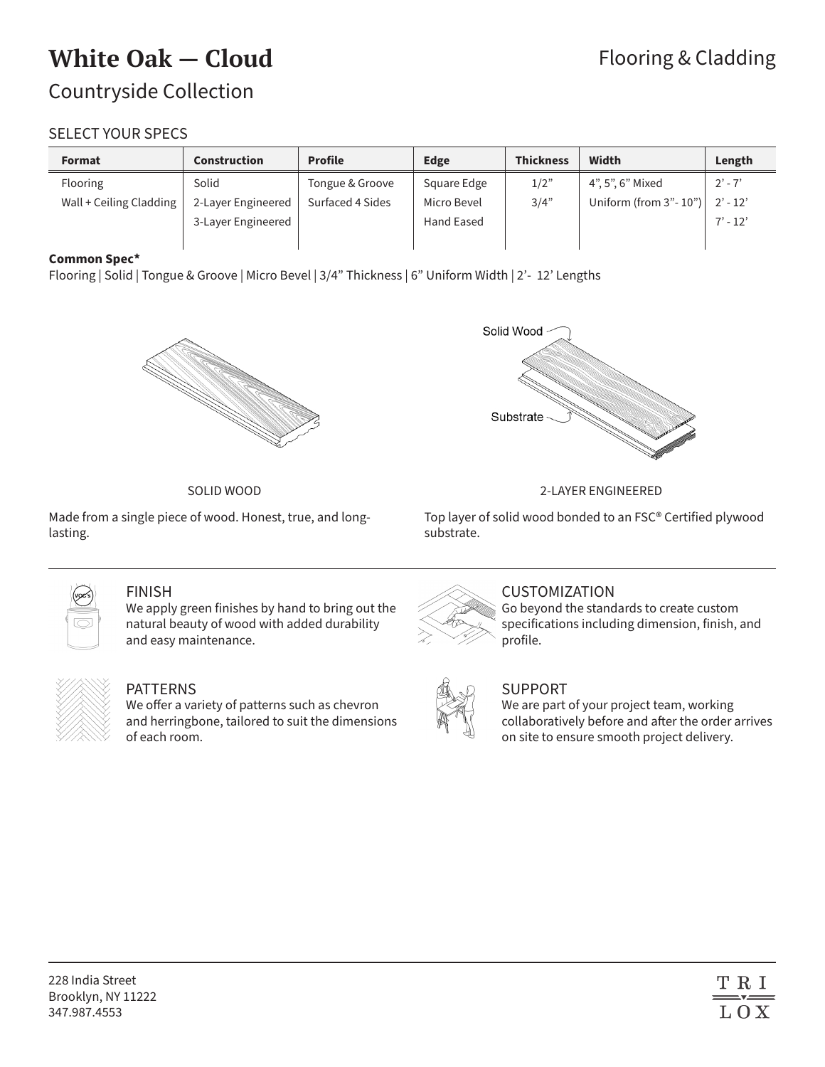# White Oak — Cloud

Flooring & Cladding

## Countryside Collection

### SELECT YOUR SPECS

| Format | Construction | Profile | Edge | Thickness | Width | Length |
|---|---|---|---|---|---|---|
| Flooring | Solid | Tongue & Groove | Square Edge | 1/2” | 4”, 5”, 6” Mixed | 2’ - 7’ |
| Wall + Ceiling Cladding | 2-Layer Engineered | Surfaced 4 Sides | Micro Bevel | 3/4” | Uniform (from 3”- 10”) | 2’ - 12’ |
| | 3-Layer Engineered | | Hand Eased | | | 7’ - 12’ |

**Common Spec***
Flooring | Solid | Tongue & Groove | Micro Bevel | 3/4” Thickness | 6” Uniform Width | 2’- 12’ Lengths

Solid Wood

Substrate

SOLID WOOD

Made from a single piece of wood. Honest, true, and long-lasting.

2-LAYER ENGINEERED

Top layer of solid wood bonded to an FSC® Certified plywood substrate.

### FINISH

We apply green finishes by hand to bring out the natural beauty of wood with added durability and easy maintenance.

### CUSTOMIZATION

Go beyond the standards to create custom specifications including dimension, finish, and profile.

### PATTERNS

We offer a variety of patterns such as chevron and herringbone, tailored to suit the dimensions of each room.

### SUPPORT

We are part of your project team, working collaboratively before and after the order arrives on site to ensure smooth project delivery.

228 India Street
Brooklyn, NY 11222
347.987.4553

TRI LOX